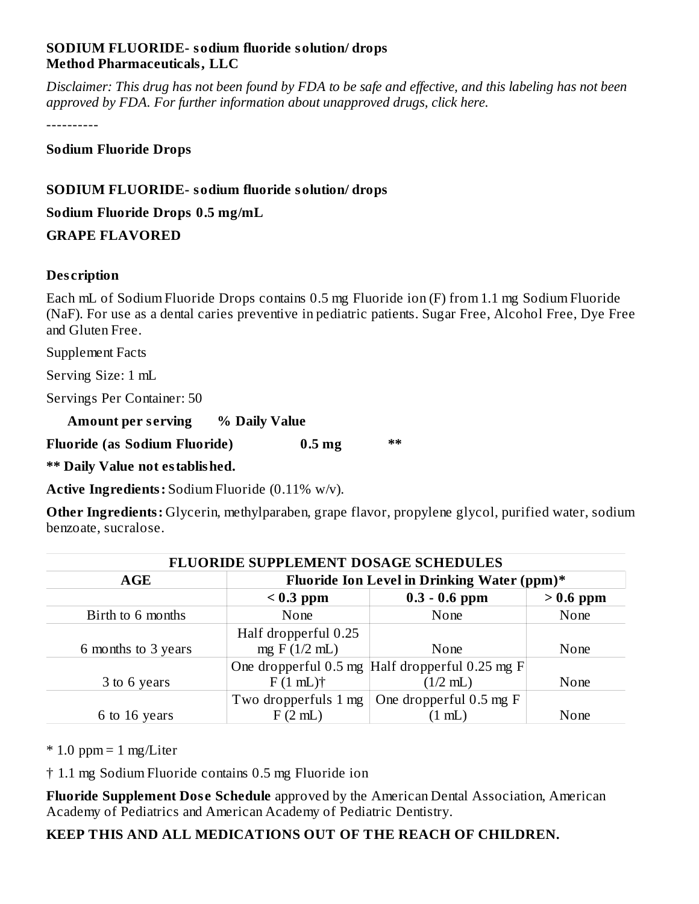**SODIUM FLUORIDE- sodium fluoride solution/ drops**
**Method Pharmaceuticals, LLC**

*Disclaimer: This drug has not been found by FDA to be safe and effective, and this labeling has not been approved by FDA. For further information about unapproved drugs, click here.*

----------

**Sodium Fluoride Drops**

**SODIUM FLUORIDE- sodium fluoride solution/ drops**

**Sodium Fluoride Drops 0.5 mg/mL**

**GRAPE FLAVORED**

**Description**

Each mL of Sodium Fluoride Drops contains 0.5 mg Fluoride ion (F) from 1.1 mg Sodium Fluoride (NaF). For use as a dental caries preventive in pediatric patients. Sugar Free, Alcohol Free, Dye Free and Gluten Free.

Supplement Facts

Serving Size: 1 mL

Servings Per Container: 50

| | **Amount per serving** | **% Daily Value** |
|---|---|---|
| **Fluoride (as Sodium Fluoride)** | **0.5 mg** | ** |

**** Daily Value not established.**

**Active Ingredients:** Sodium Fluoride (0.11% w/v).

**Other Ingredients:** Glycerin, methylparaben, grape flavor, propylene glycol, purified water, sodium benzoate, sucralose.

| **FLUORIDE SUPPLEMENT DOSAGE SCHEDULES** | | | |
|---|---|---|---|
| **AGE** | **Fluoride Ion Level in Drinking Water (ppm)*** | | |
| | **< 0.3 ppm** | **0.3 - 0.6 ppm** | **> 0.6 ppm** |
| Birth to 6 months | None | None | None |
| 6 months to 3 years | Half dropperful 0.25 mg F (1/2 mL) | None | None |
| 3 to 6 years | One dropperful 0.5 mg F (1 mL)† | Half dropperful 0.25 mg F (1/2 mL) | None |
| 6 to 16 years | Two dropperfuls 1 mg F (2 mL) | One dropperful 0.5 mg F (1 mL) | None |

* 1.0 ppm = 1 mg/Liter

† 1.1 mg Sodium Fluoride contains 0.5 mg Fluoride ion

**Fluoride Supplement Dose Schedule** approved by the American Dental Association, American Academy of Pediatrics and American Academy of Pediatric Dentistry.

**KEEP THIS AND ALL MEDICATIONS OUT OF THE REACH OF CHILDREN.**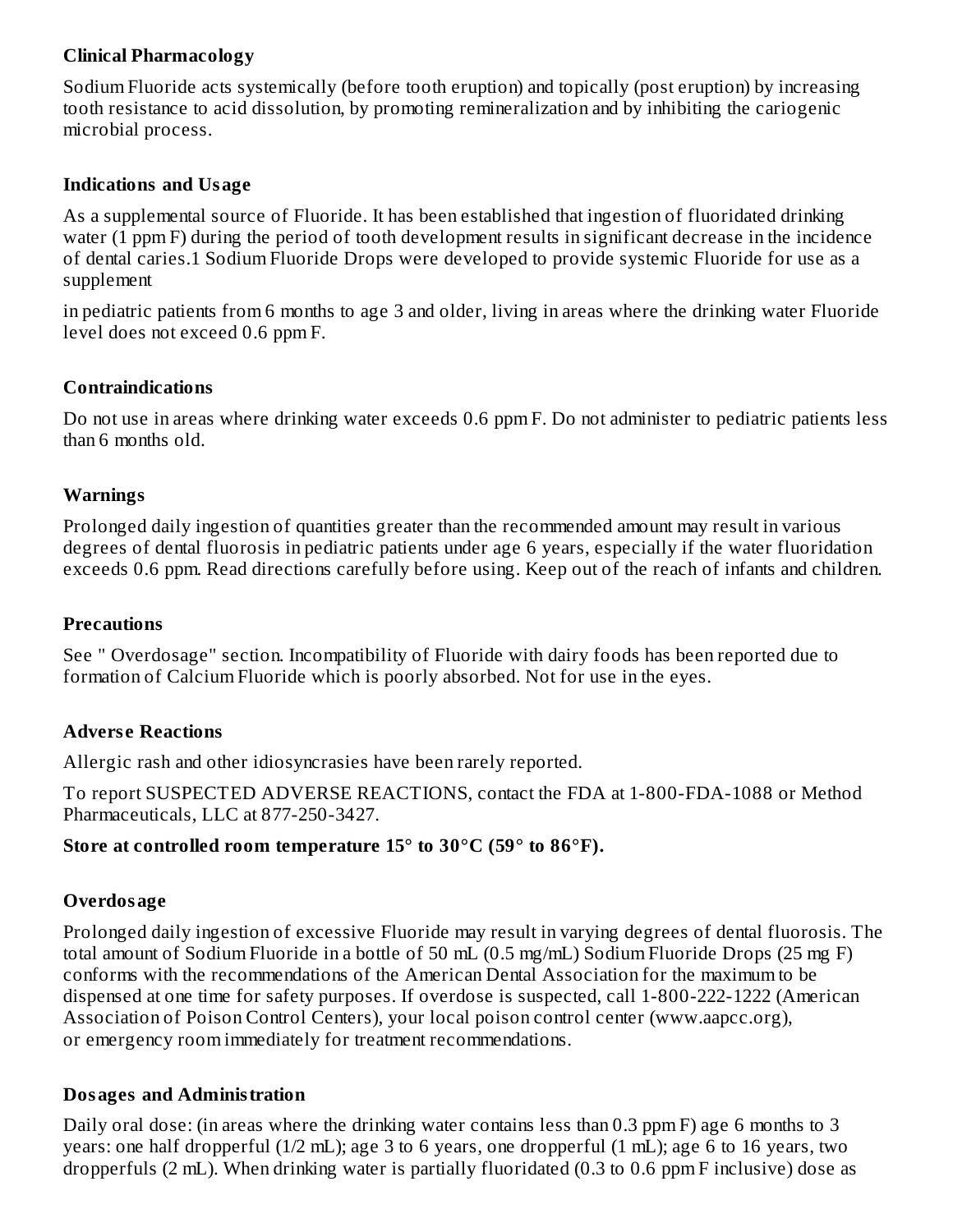### Clinical Pharmacology

Sodium Fluoride acts systemically (before tooth eruption) and topically (post eruption) by increasing tooth resistance to acid dissolution, by promoting remineralization and by inhibiting the cariogenic microbial process.

### Indications and Usage

As a supplemental source of Fluoride. It has been established that ingestion of fluoridated drinking water (1 ppm F) during the period of tooth development results in significant decrease in the incidence of dental caries.1 Sodium Fluoride Drops were developed to provide systemic Fluoride for use as a supplement

in pediatric patients from 6 months to age 3 and older, living in areas where the drinking water Fluoride level does not exceed 0.6 ppm F.

### Contraindications

Do not use in areas where drinking water exceeds 0.6 ppm F. Do not administer to pediatric patients less than 6 months old.

### Warnings

Prolonged daily ingestion of quantities greater than the recommended amount may result in various degrees of dental fluorosis in pediatric patients under age 6 years, especially if the water fluoridation exceeds 0.6 ppm. Read directions carefully before using. Keep out of the reach of infants and children.

### Precautions

See " Overdosage" section. Incompatibility of Fluoride with dairy foods has been reported due to formation of Calcium Fluoride which is poorly absorbed. Not for use in the eyes.

### Adverse Reactions

Allergic rash and other idiosyncrasies have been rarely reported.

To report SUSPECTED ADVERSE REACTIONS, contact the FDA at 1-800-FDA-1088 or Method Pharmaceuticals, LLC at 877-250-3427.

**Store at controlled room temperature 15° to 30°C (59° to 86°F).**

### Overdosage

Prolonged daily ingestion of excessive Fluoride may result in varying degrees of dental fluorosis. The total amount of Sodium Fluoride in a bottle of 50 mL (0.5 mg/mL) Sodium Fluoride Drops (25 mg F) conforms with the recommendations of the American Dental Association for the maximum to be dispensed at one time for safety purposes. If overdose is suspected, call 1-800-222-1222 (American Association of Poison Control Centers), your local poison control center (www.aapcc.org), or emergency room immediately for treatment recommendations.

### Dosages and Administration

Daily oral dose: (in areas where the drinking water contains less than 0.3 ppm F) age 6 months to 3 years: one half dropperful (1/2 mL); age 3 to 6 years, one dropperful (1 mL); age 6 to 16 years, two dropperfuls (2 mL). When drinking water is partially fluoridated (0.3 to 0.6 ppm F inclusive) dose as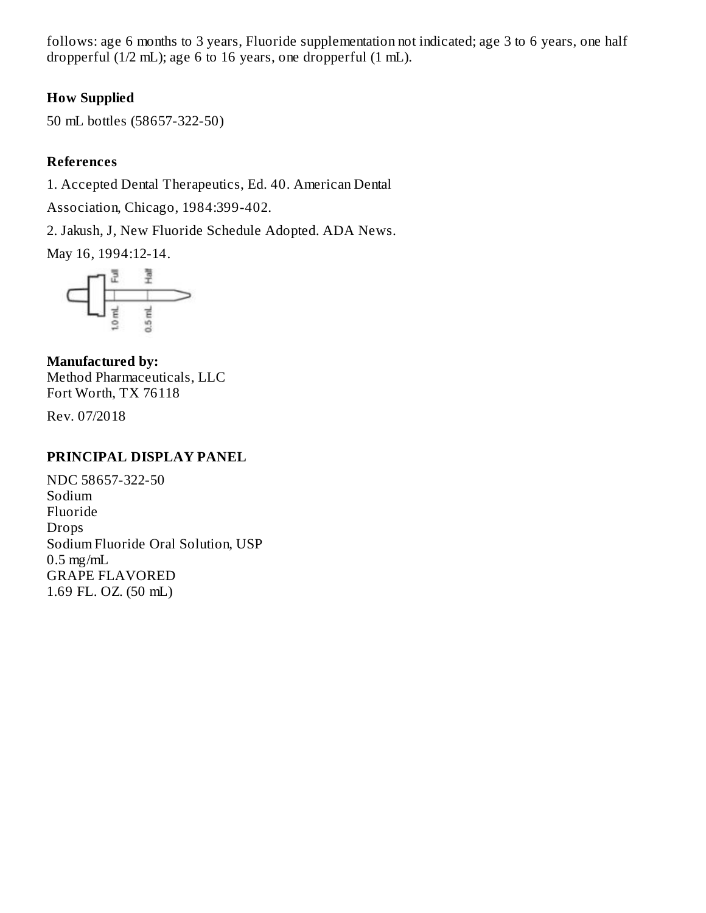follows: age 6 months to 3 years, Fluoride supplementation not indicated; age 3 to 6 years, one half dropperful (1/2 mL); age 6 to 16 years, one dropperful (1 mL).

**How Supplied**

50 mL bottles (58657-322-50)

**References**

1. Accepted Dental Therapeutics, Ed. 40. American Dental Association, Chicago, 1984:399-402.

2. Jakush, J, New Fluoride Schedule Adopted. ADA News. May 16, 1994:12-14.

**Manufactured by:**
Method Pharmaceuticals, LLC
Fort Worth, TX 76118

Rev. 07/2018

**PRINCIPAL DISPLAY PANEL**

NDC 58657-322-50
Sodium
Fluoride
Drops
Sodium Fluoride Oral Solution, USP
0.5 mg/mL
GRAPE FLAVORED
1.69 FL. OZ. (50 mL)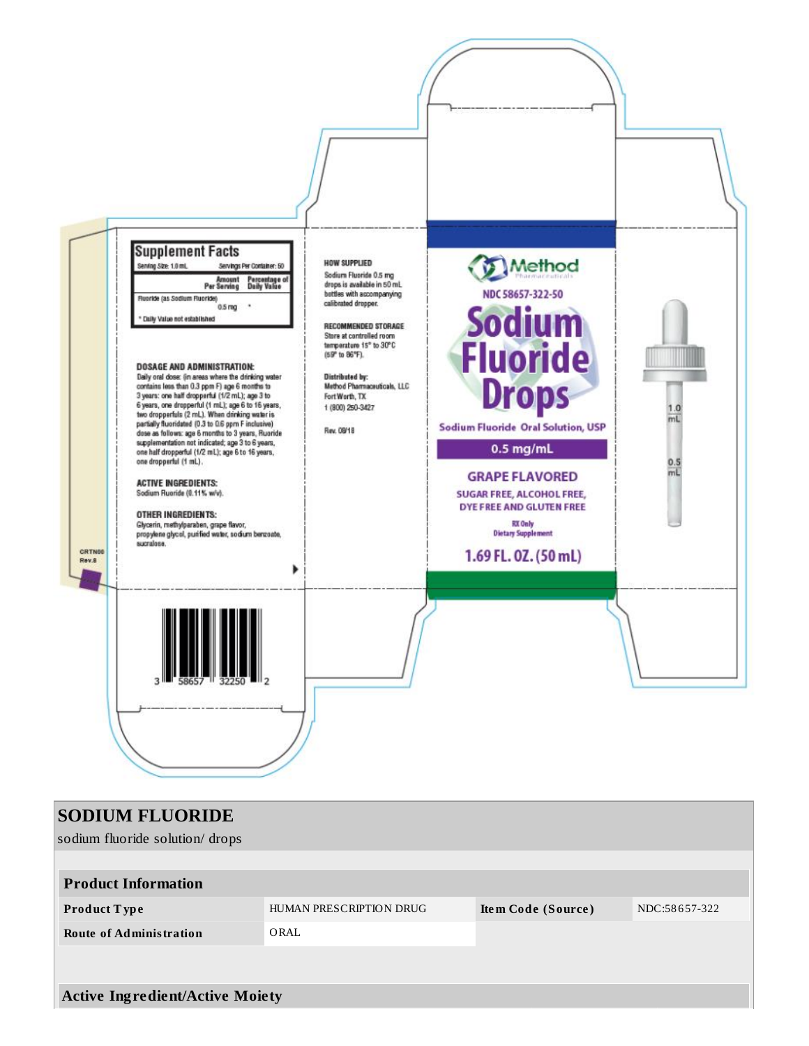## Supplement Facts

Serving Size: 1.0 mL    Servings Per Container: 50

| | Amount Per Serving | Percentage of Daily Value |
|---|---|---|
| Fluoride (as Sodium Fluoride) | 0.5 mg | * |

* Daily Value not established

**DOSAGE AND ADMINISTRATION:**
Daily oral dose: (in areas where the drinking water contains less than 0.3 ppm F) age 6 months to 3 years: one half dropperful (1/2 mL); age 3 to 6 years, one dropperful (1 mL); age 6 to 16 years, two dropperfuls (2 mL). When drinking water is partially fluoridated (0.3 to 0.6 ppm F inclusive) dose as follows: age 6 months to 3 years, Fluoride supplementation not indicated; age 3 to 6 years, one half dropperful (1/2 mL); age 6 to 16 years, one dropperful (1 mL).

**ACTIVE INGREDIENTS:**
Sodium Fluoride (0.11% w/v).

**OTHER INGREDIENTS:**
Glycerin, methylparaben, grape flavor, propylene glycol, purified water, sodium benzoate, sucralose.

CRTN00
Rev.8

3 58657 32250 2

**HOW SUPPLIED**
Sodium Fluoride 0.5 mg drops is available in 50 mL bottles with accompanying calibrated dropper.

**RECOMMENDED STORAGE**
Store at controlled room temperature 15° to 30°C (59° to 86°F).

**Distributed by:**
Method Pharmaceuticals, LLC
Fort Worth, TX
1 (800) 250-3427

Rev. 08/18

Method Pharmaceuticals

NDC 58657-322-50

**Sodium Fluoride Drops**

Sodium Fluoride Oral Solution, USP

**0.5 mg/mL**

GRAPE FLAVORED

SUGAR FREE, ALCOHOL FREE, DYE FREE AND GLUTEN FREE

RX Only
Dietary Supplement

**1.69 FL. OZ. (50 mL)**

1.0 mL
0.5 mL

# SODIUM FLUORIDE
sodium fluoride solution/ drops

| Product Information | | | |
|---|---|---|---|
| **Product Type** | HUMAN PRESCRIPTION DRUG | **Item Code (Source)** | NDC:58657-322 |
| **Route of Administration** | ORAL | | |

| Active Ingredient/Active Moiety |
|---|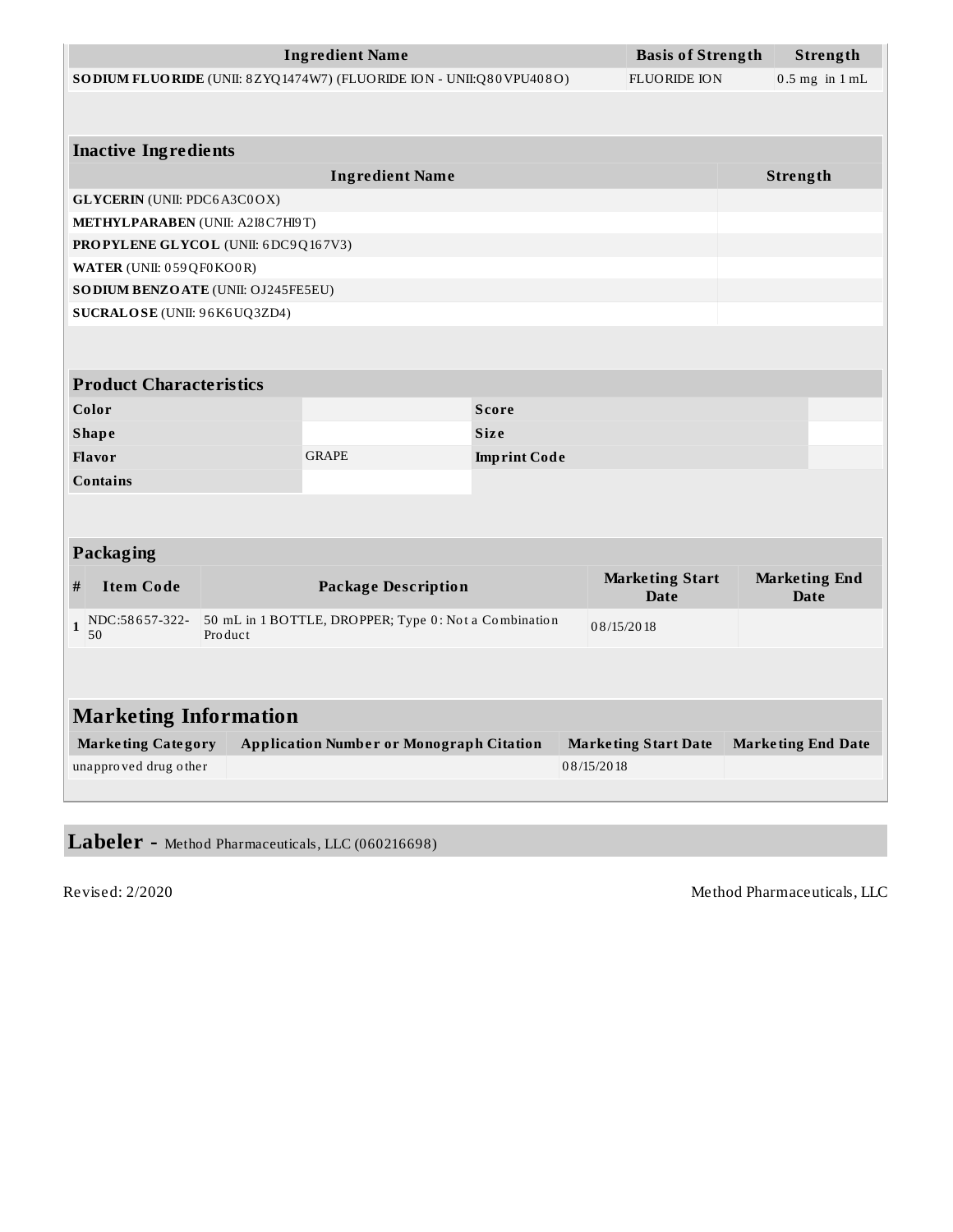| Ingredient Name | Basis of Strength | Strength |
| --- | --- | --- |
| **SODIUM FLUORIDE** (UNII: 8ZYQ1474W7) (FLUORIDE ION - UNII:Q80VPU408O) | FLUORIDE ION | 0.5 mg in 1 mL |

**Inactive Ingredients**

| Ingredient Name | Strength |
| --- | --- |
| **GLYCERIN** (UNII: PDC6A3C0OX) | |
| **METHYLPARABEN** (UNII: A2I8C7HI9T) | |
| **PROPYLENE GLYCOL** (UNII: 6DC9Q167V3) | |
| **WATER** (UNII: 059QF0KO0R) | |
| **SODIUM BENZOATE** (UNII: OJ245FE5EU) | |
| **SUCRALOSE** (UNII: 96K6UQ3ZD4) | |

**Product Characteristics**

| | | | |
| --- | --- | --- | --- |
| **Color** | | **Score** | |
| **Shape** | | **Size** | |
| **Flavor** | GRAPE | **Imprint Code** | |
| **Contains** | | | |

**Packaging**

| # | Item Code | Package Description | Marketing Start Date | Marketing End Date |
| --- | --- | --- | --- | --- |
| 1 | NDC:58657-322-50 | 50 mL in 1 BOTTLE, DROPPER; Type 0: Not a Combination Product | 08/15/2018 | |

**Marketing Information**

| Marketing Category | Application Number or Monograph Citation | Marketing Start Date | Marketing End Date |
| --- | --- | --- | --- |
| unapproved drug other | | 08/15/2018 | |

**Labeler -** Method Pharmaceuticals, LLC (060216698)

Revised: 2/2020

Method Pharmaceuticals, LLC